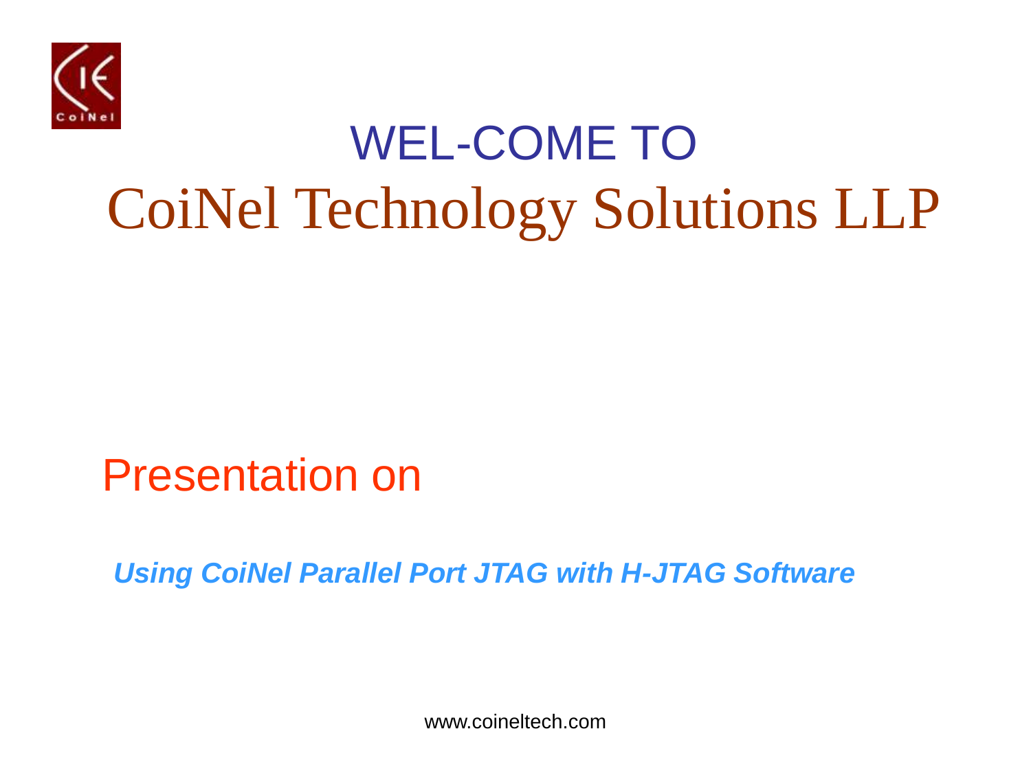# WEL-COME TO

# CoiNel Technology Solutions LLP

## Presentation on

***Using CoiNel Parallel Port JTAG with H-JTAG Software***

www.coineltech.com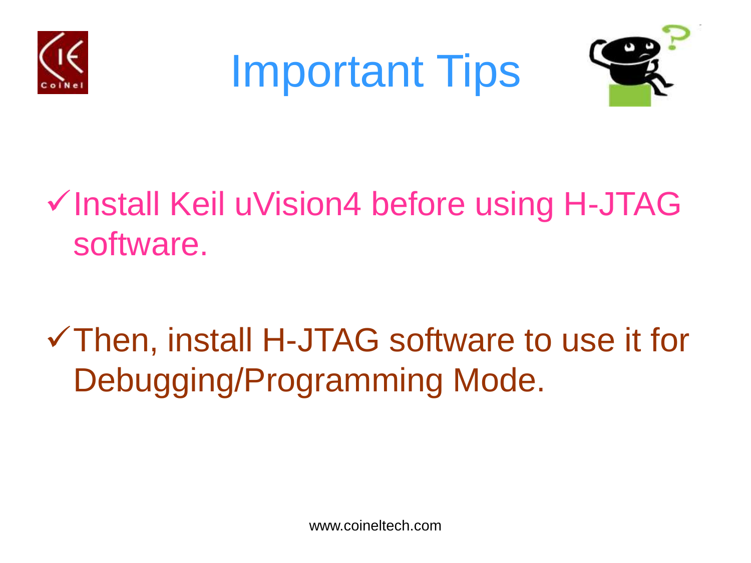# Important Tips

- ✓ Install Keil uVision4 before using H-JTAG software.
- ✓ Then, install H-JTAG software to use it for Debugging/Programming Mode.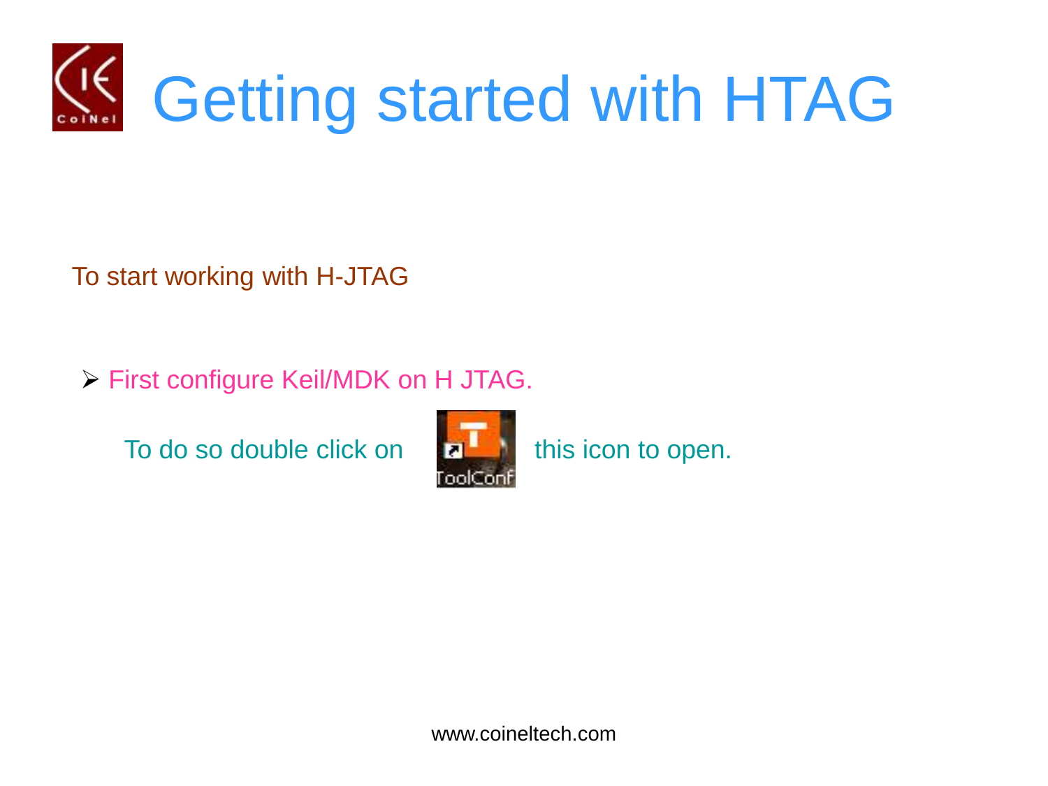# Getting started with HTAG

To start working with H-JTAG

- First configure Keil/MDK on H JTAG.

  To do so double click on this icon to open.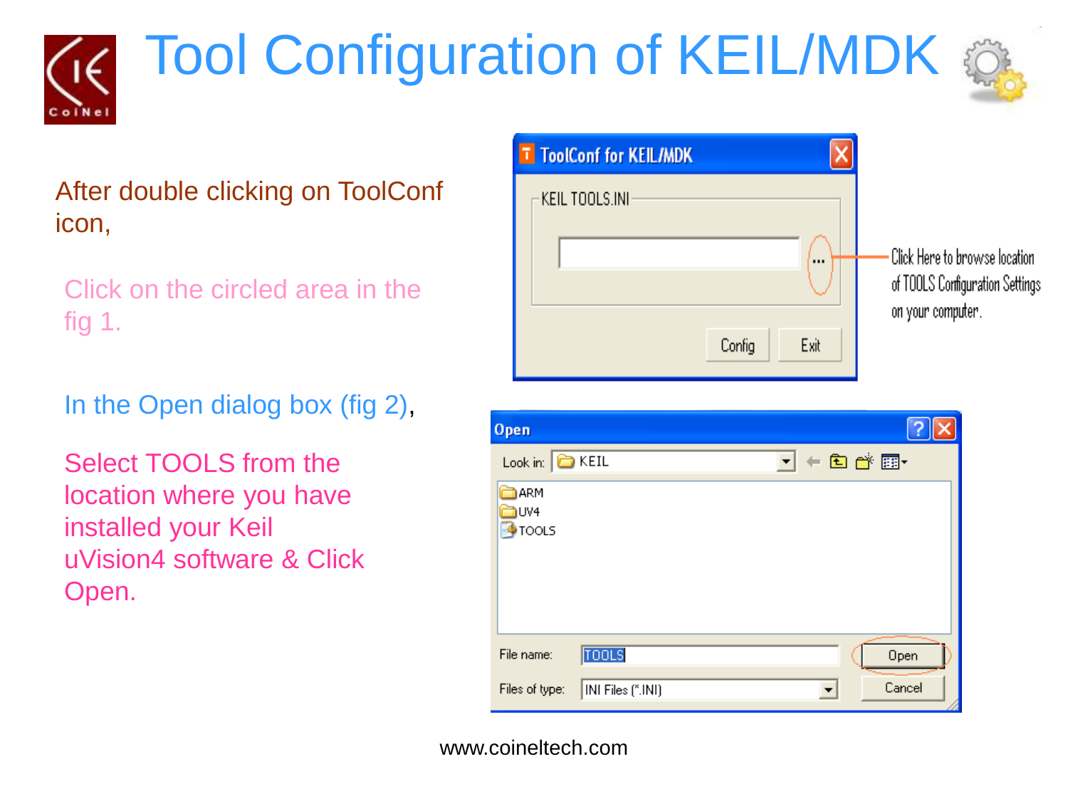# Tool Configuration of KEIL/MDK

After double clicking on ToolConf icon,

Click on the circled area in the fig 1.

In the Open dialog box (fig 2),

Select TOOLS from the location where you have installed your Keil uVision4 software & Click Open.

Click Here to browse location of TOOLS Configuration Settings on your computer.

www.coineltech.com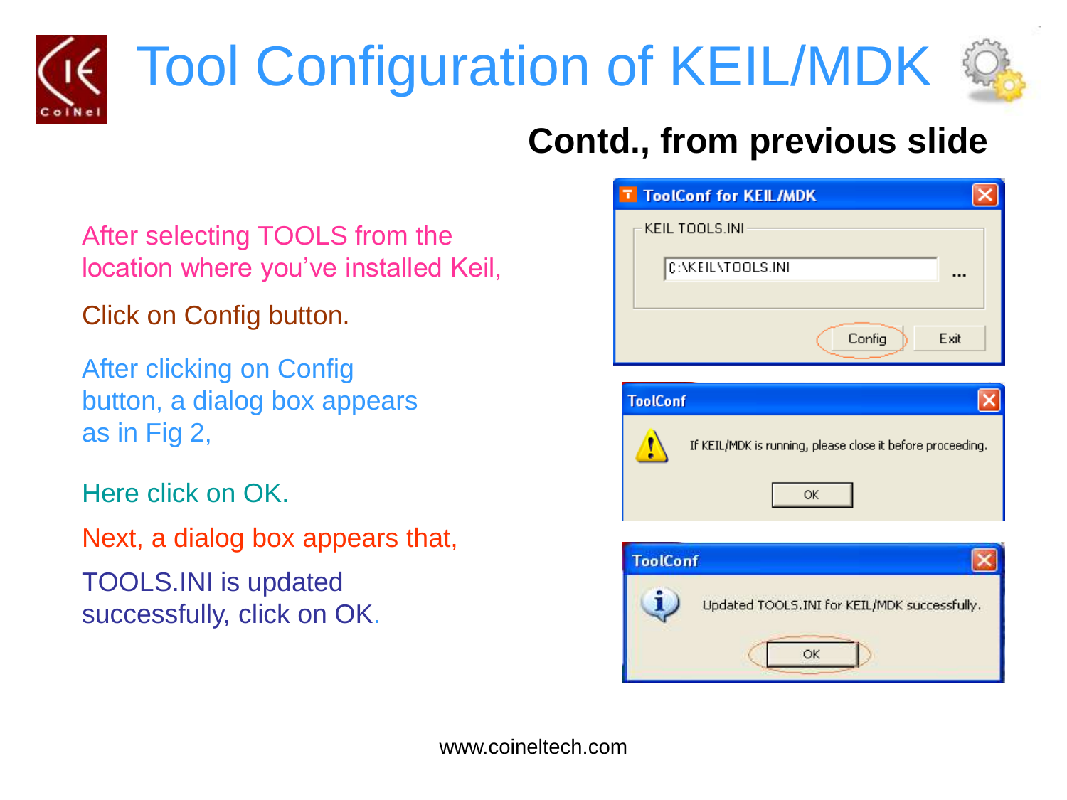# Tool Configuration of KEIL/MDK

## Contd., from previous slide

After selecting TOOLS from the location where you've installed Keil,

Click on Config button.

After clicking on Config button, a dialog box appears as in Fig 2,

Here click on OK.

Next, a dialog box appears that,

TOOLS.INI is updated successfully, click on OK.

ToolConf for KEIL/MDK

KEIL TOOLS.INI

C:\KEIL\TOOLS.INI ...

Config Exit

ToolConf

If KEIL/MDK is running, please close it before proceeding.

OK

ToolConf

Updated TOOLS.INI for KEIL/MDK successfully.

OK

www.coineltech.com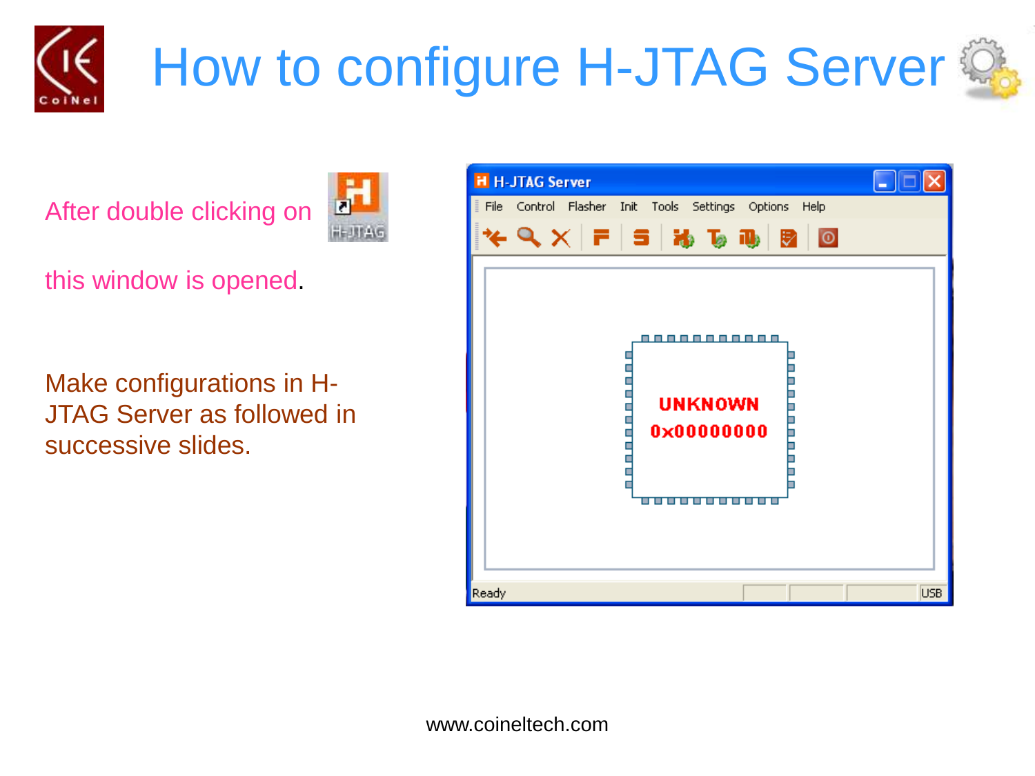# How to configure H-JTAG Server

After double clicking on

this window is opened.

Make configurations in H-JTAG Server as followed in successive slides.

www.coineltech.com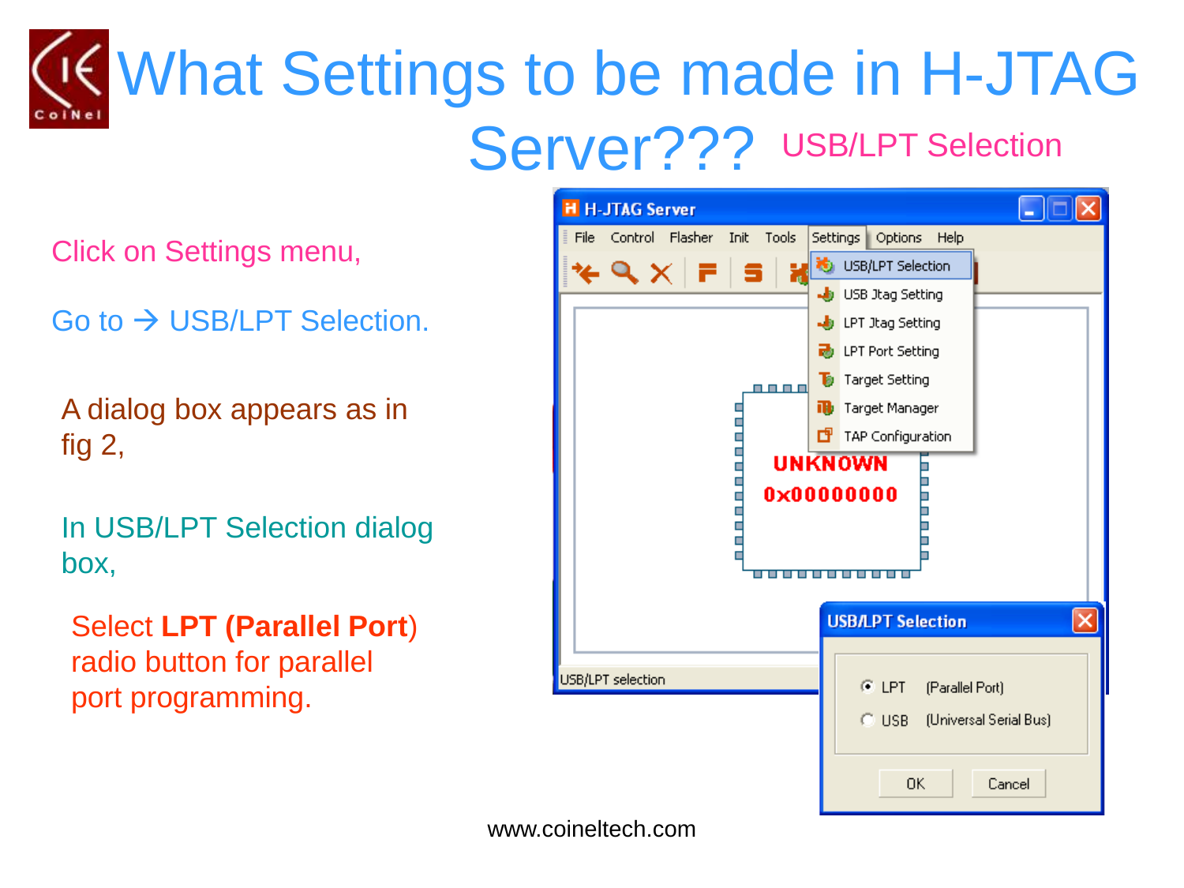# What Settings to be made in H-JTAG Server???

USB/LPT Selection

Click on Settings menu,

Go to → USB/LPT Selection.

A dialog box appears as in fig 2,

In USB/LPT Selection dialog box,

Select **LPT (Parallel Port)** radio button for parallel port programming.

www.coineltech.com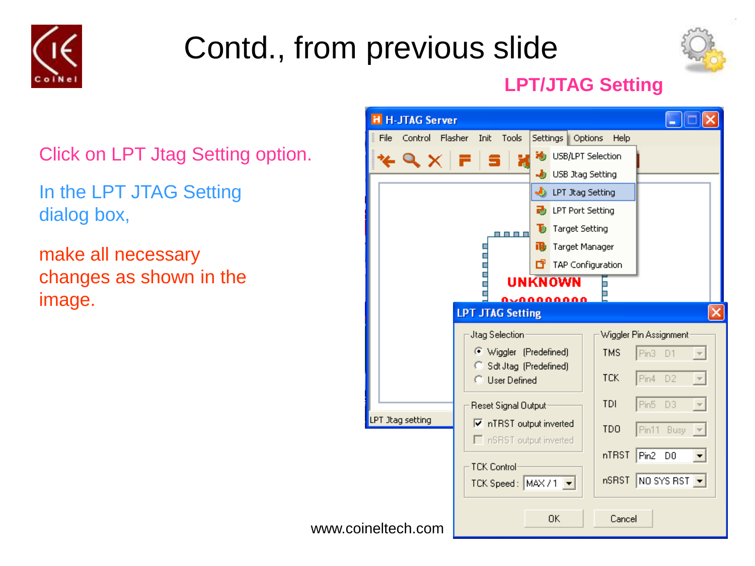# Contd., from previous slide

## LPT/JTAG Setting

Click on LPT Jtag Setting option.

In the LPT JTAG Setting dialog box,

make all necessary changes as shown in the image.

www.coineltech.com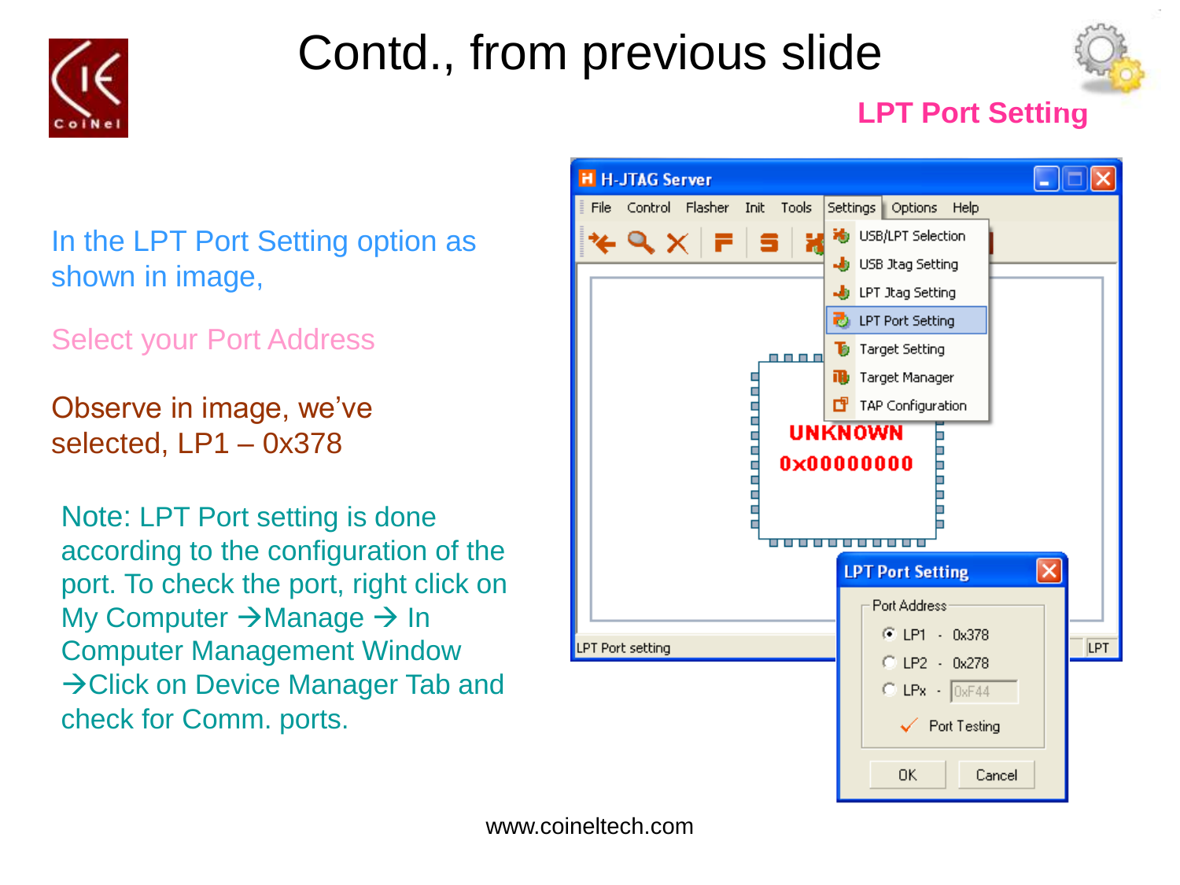# Contd., from previous slide

**LPT Port Setting**

In the LPT Port Setting option as shown in image,

Select your Port Address

Observe in image, we've selected, LP1 – 0x378

Note: LPT Port setting is done according to the configuration of the port. To check the port, right click on My Computer →Manage → In Computer Management Window →Click on Device Manager Tab and check for Comm. ports.

www.coineltech.com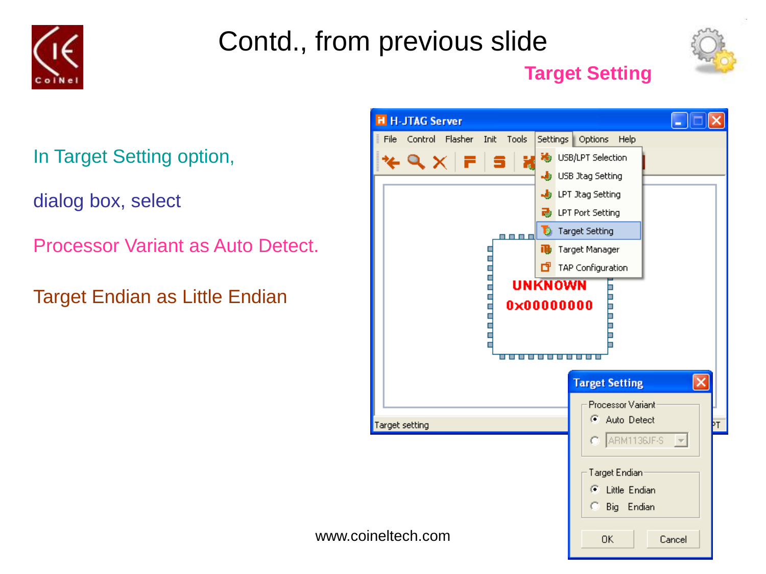# Contd., from previous slide

## Target Setting

In Target Setting option,

dialog box, select

Processor Variant as Auto Detect.

Target Endian as Little Endian

www.coineltech.com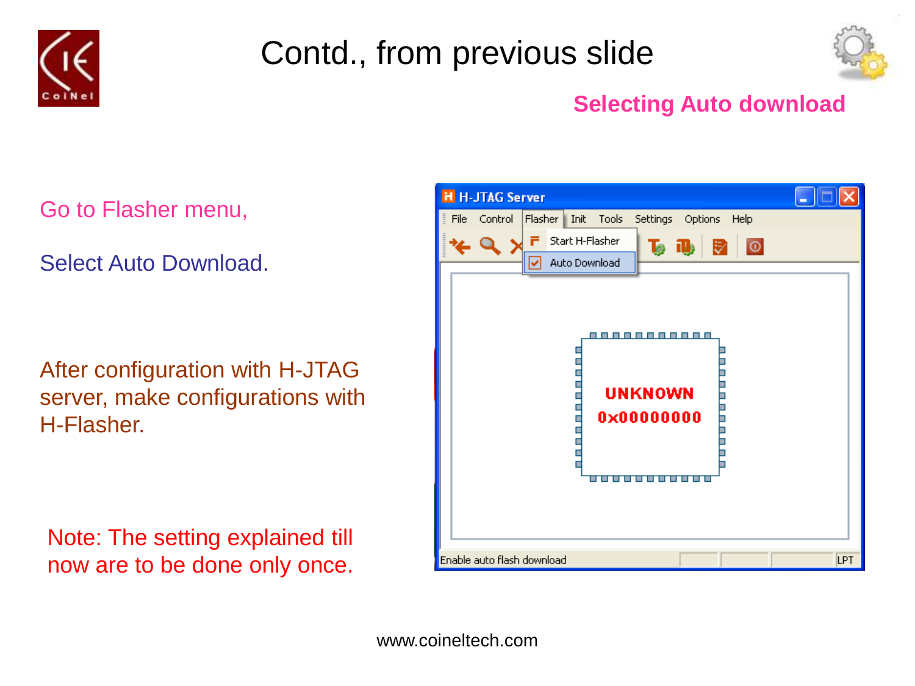# Contd., from previous slide

**Selecting Auto download**

Go to Flasher menu,

Select Auto Download.

After configuration with H-JTAG server, make configurations with H-Flasher.

Note: The setting explained till now are to be done only once.

www.coineltech.com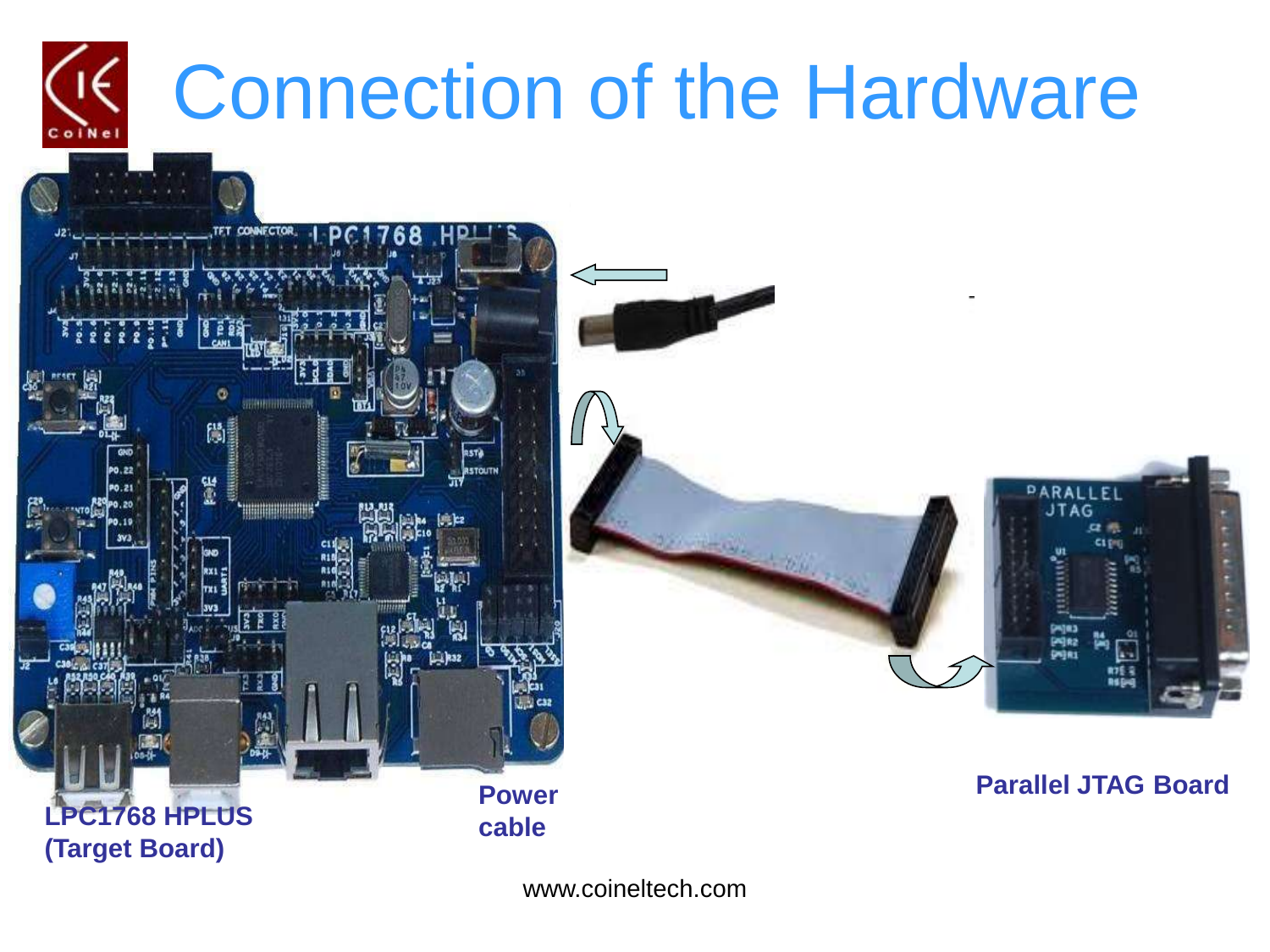# Connection of the Hardware

**LPC1768 HPLUS (Target Board)**

**Power cable**

**Parallel JTAG Board**

www.coineltech.com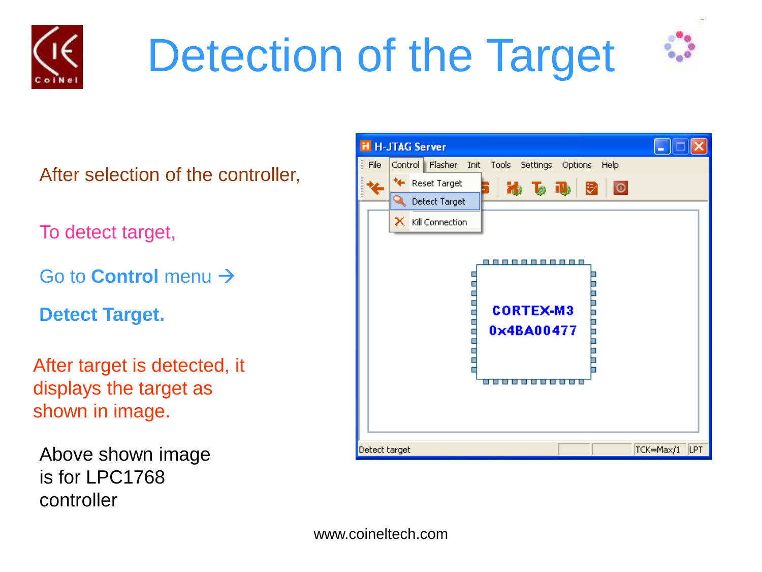# Detection of the Target

After selection of the controller,

To detect target,

Go to **Control** menu →

**Detect Target.**

After target is detected, it displays the target as shown in image.

Above shown image is for LPC1768 controller

www.coineltech.com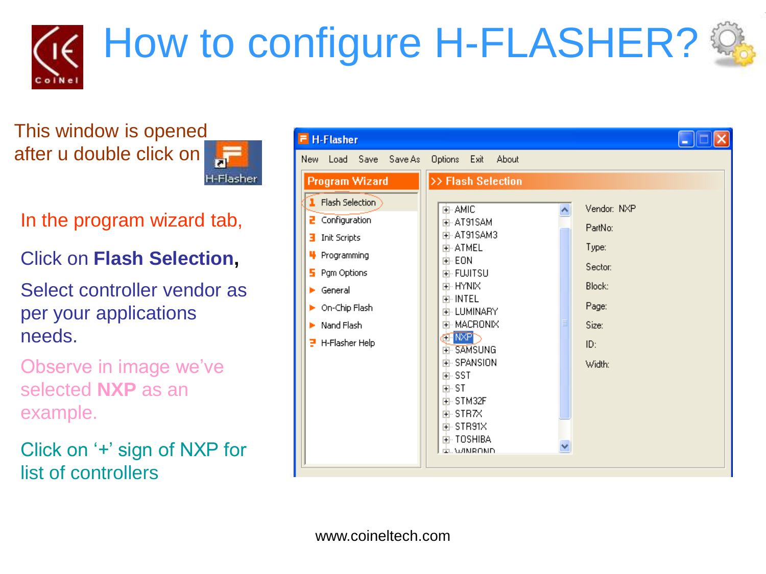# How to configure H-FLASHER?

This window is opened after u double click on H-Flasher

In the program wizard tab,

Click on **Flash Selection,**

Select controller vendor as per your applications needs.

Observe in image we've selected **NXP** as an example.

Click on '+' sign of NXP for list of controllers

www.coineltech.com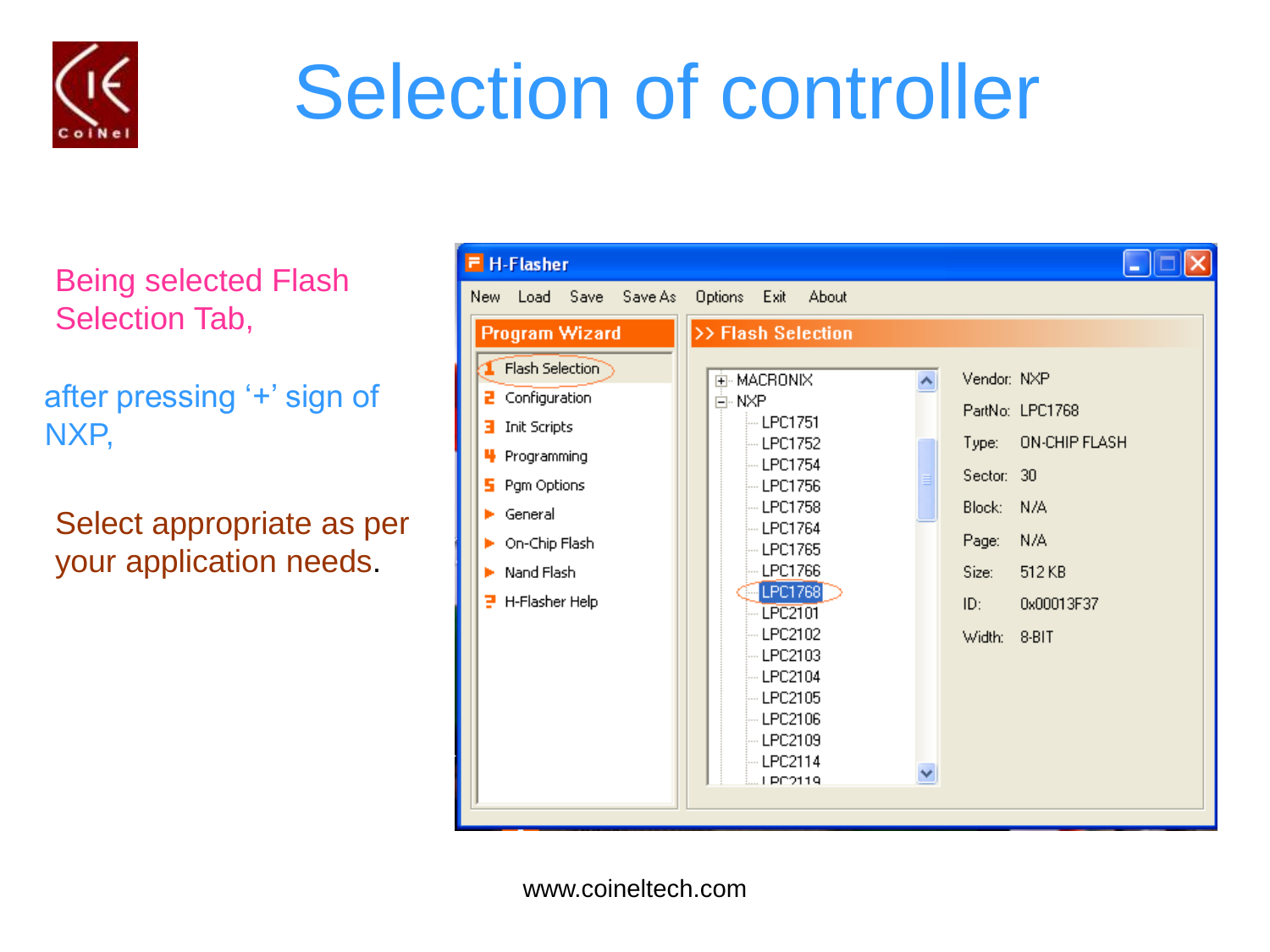# Selection of controller

Being selected Flash Selection Tab,

after pressing '+' sign of NXP,

Select appropriate as per your application needs.

H-Flasher

New Load Save Save As Options Exit About

Program Wizard

1 Flash Selection
2 Configuration
3 Init Scripts
4 Programming
5 Pgm Options
General
On-Chip Flash
Nand Flash
H-Flasher Help

>> Flash Selection

MACRONIX
NXP
LPC1751
LPC1752
LPC1754
LPC1756
LPC1758
LPC1764
LPC1765
LPC1766
LPC1768
LPC2101
LPC2102
LPC2103
LPC2104
LPC2105
LPC2106
LPC2109
LPC2114
LPC2119

Vendor: NXP
PartNo: LPC1768
Type: ON-CHIP FLASH
Sector: 30
Block: N/A
Page: N/A
Size: 512 KB
ID: 0x00013F37
Width: 8-BIT

www.coineltech.com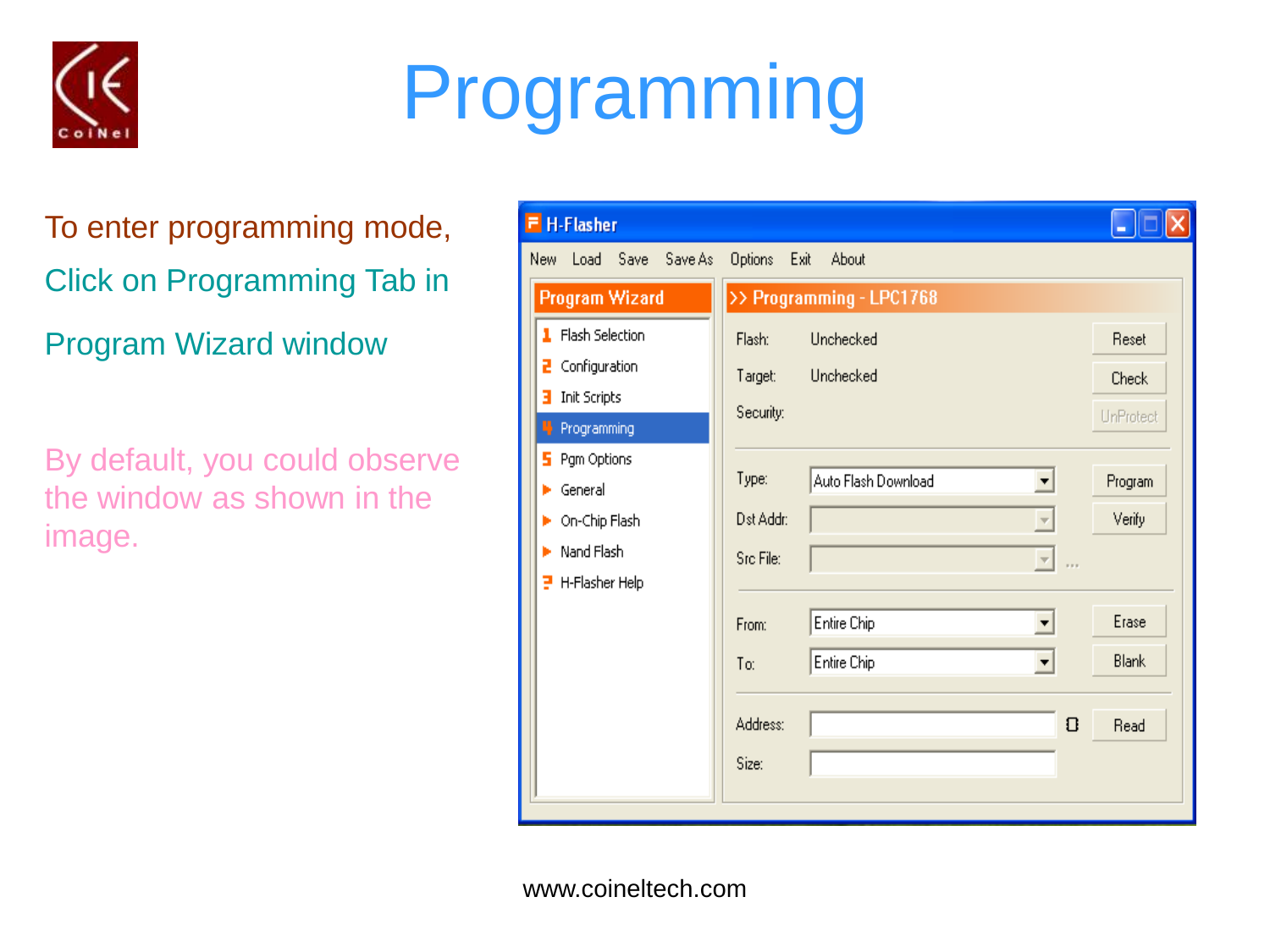# Programming

To enter programming mode,

Click on Programming Tab in

Program Wizard window

By default, you could observe the window as shown in the image.

H-Flasher

New Load Save Save As Options Exit About

Program Wizard

1 Flash Selection
2 Configuration
3 Init Scripts
4 Programming
5 Pgm Options
General
On-Chip Flash
Nand Flash
H-Flasher Help

>> Programming - LPC1768

Flash: Unchecked
Target: Unchecked
Security:

Reset
Check
UnProtect

Type: Auto Flash Download
Dst Addr:
Src File:

Program
Verify

From: Entire Chip
To: Entire Chip

Erase
Blank

Address:
Size:

Read

www.coineltech.com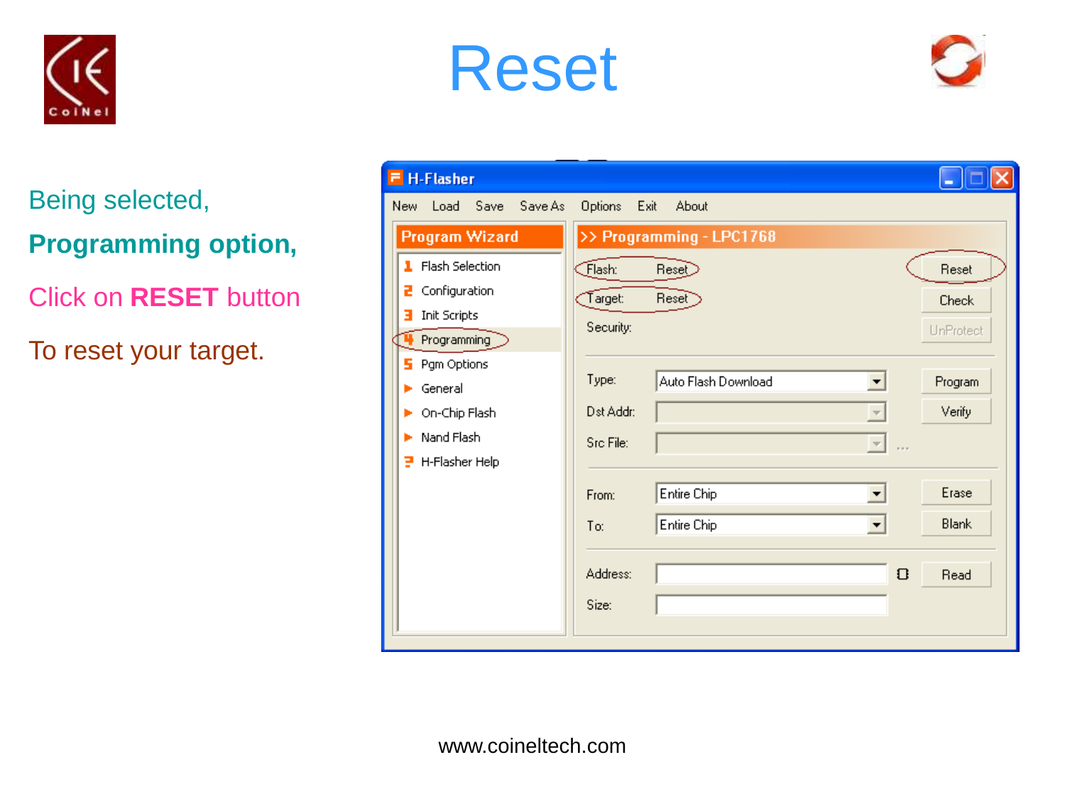# Reset

Being selected,

**Programming option,**

Click on **RESET** button

To reset your target.

H-Flasher

New Load Save Save As Options Exit About

Program Wizard

1. Flash Selection
2. Configuration
3. Init Scripts
4. Programming
5. Pgm Options

- General
- On-Chip Flash
- Nand Flash
- H-Flasher Help

>> Programming - LPC1768

Flash: Reset

Target: Reset

Security:

Reset

Check

UnProtect

Type: Auto Flash Download

Dst Addr:

Src File:

Program

Verify

From: Entire Chip

To: Entire Chip

Erase

Blank

Address:

Size:

Read

www.coineltech.com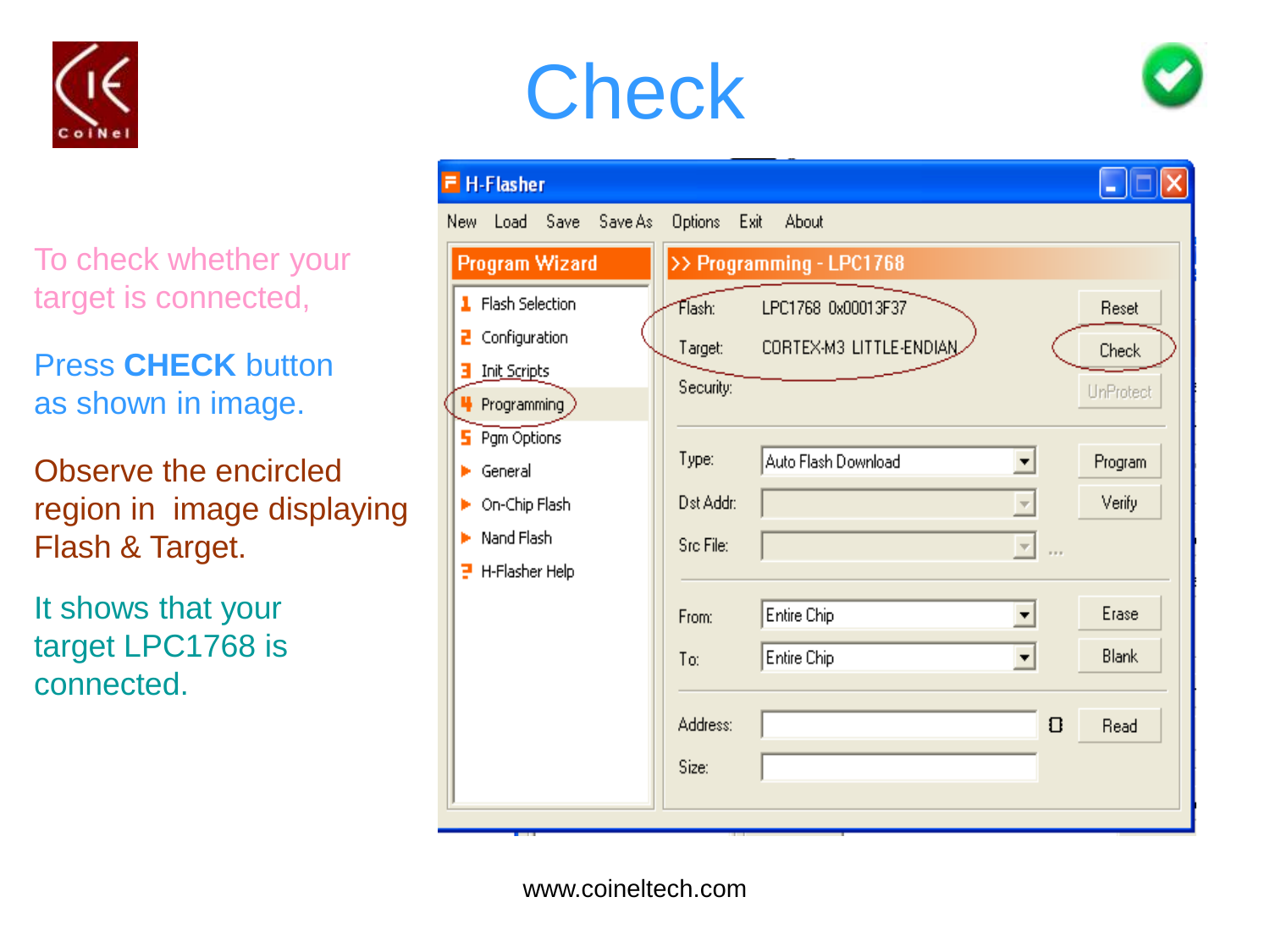# Check

To check whether your target is connected,

Press **CHECK** button as shown in image.

Observe the encircled region in image displaying Flash & Target.

It shows that your target LPC1768 is connected.

H-Flasher

New Load Save Save As Options Exit About

Program Wizard

1 Flash Selection
2 Configuration
3 Init Scripts
4 Programming
5 Pgm Options
General
On-Chip Flash
Nand Flash
H-Flasher Help

>> Programming - LPC1768

Flash: LPC1768 0x00013F37

Target: CORTEX-M3 LITTLE-ENDIAN

Security:

Reset

Check

UnProtect

Type: Auto Flash Download

Dst Addr:

Src File:

Program

Verify

From: Entire Chip

To: Entire Chip

Erase

Blank

Address:

Size:

Read

www.coineltech.com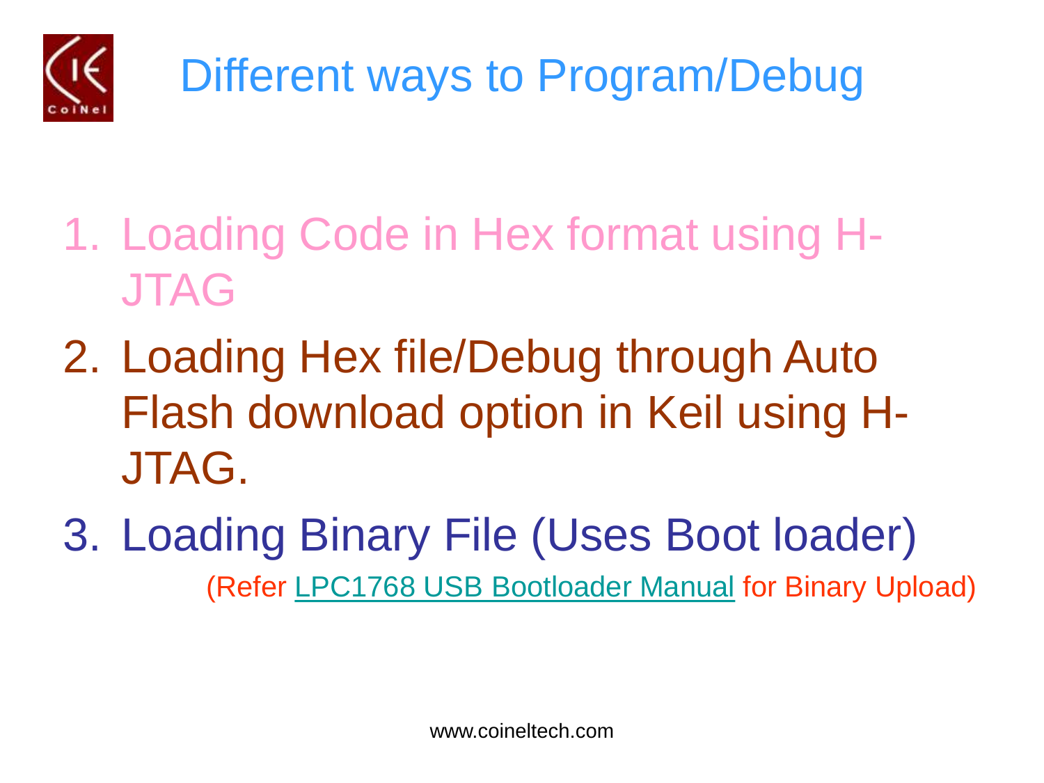# Different ways to Program/Debug

1. Loading Code in Hex format using H-JTAG
2. Loading Hex file/Debug through Auto Flash download option in Keil using H-JTAG.
3. Loading Binary File (Uses Boot loader)

(Refer LPC1768 USB Bootloader Manual for Binary Upload)

www.coineltech.com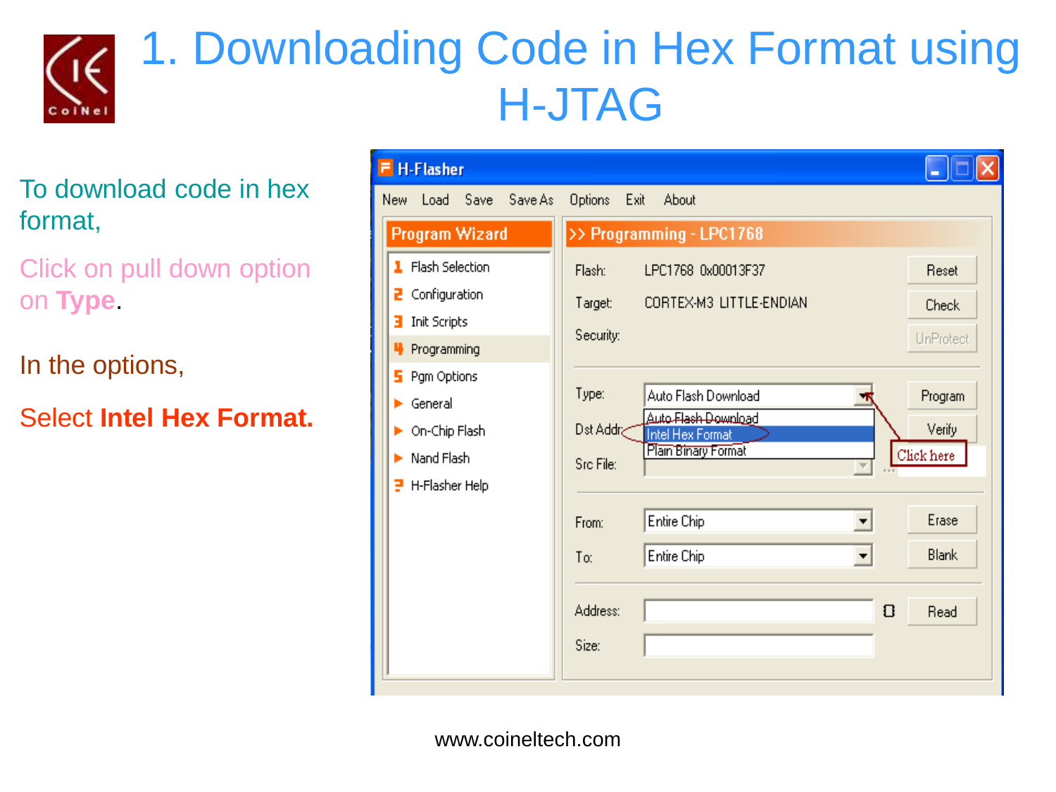# 1. Downloading Code in Hex Format using H-JTAG

To download code in hex format,

Click on pull down option on **Type**.

In the options,

Select **Intel Hex Format.**

www.coineltech.com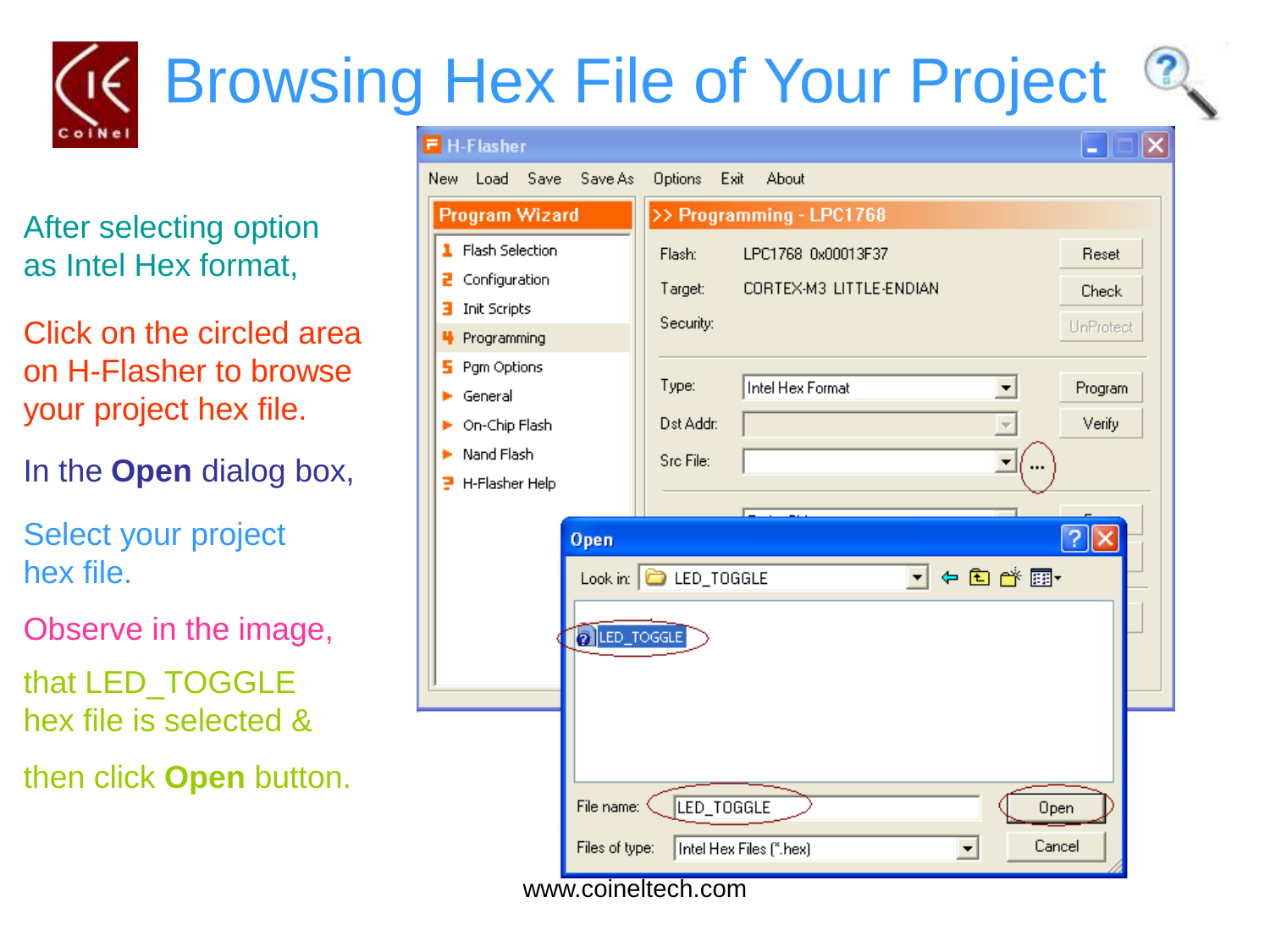# Browsing Hex File of Your Project

After selecting option as Intel Hex format,

Click on the circled area on H-Flasher to browse your project hex file.

In the **Open** dialog box,

Select your project hex file.

Observe in the image,

that LED_TOGGLE hex file is selected &

then click **Open** button.

www.coineltech.com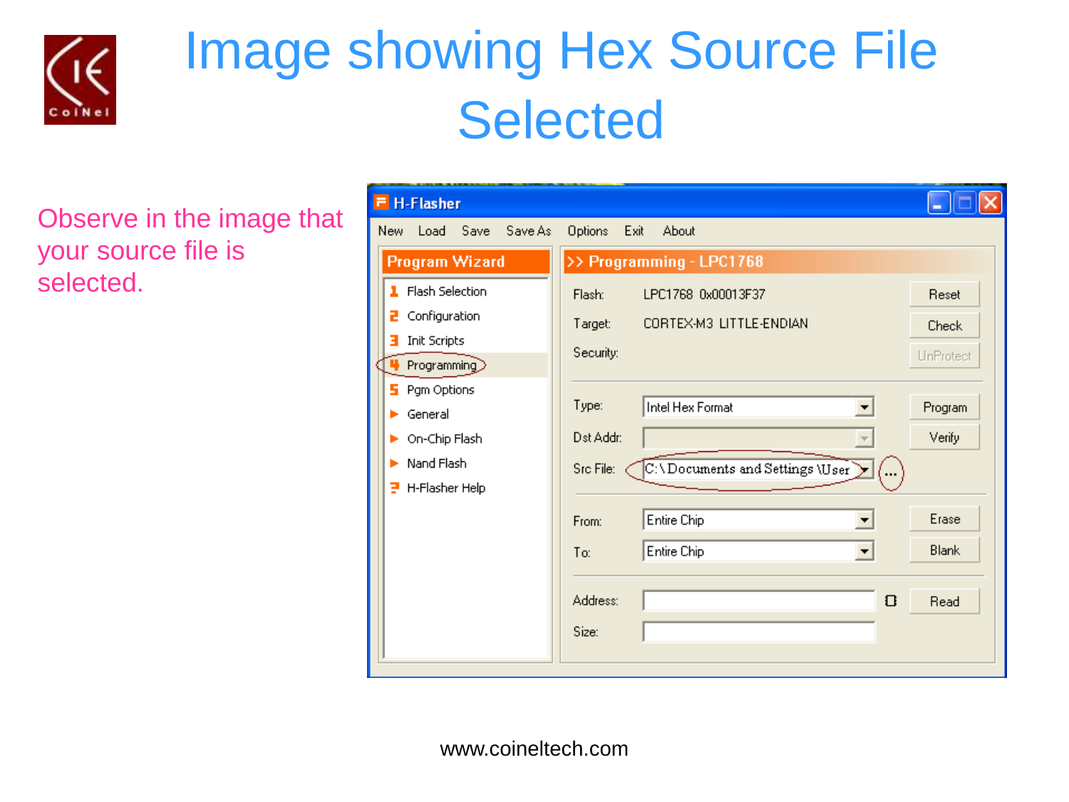# Image showing Hex Source File Selected

Observe in the image that your source file is selected.

www.coineltech.com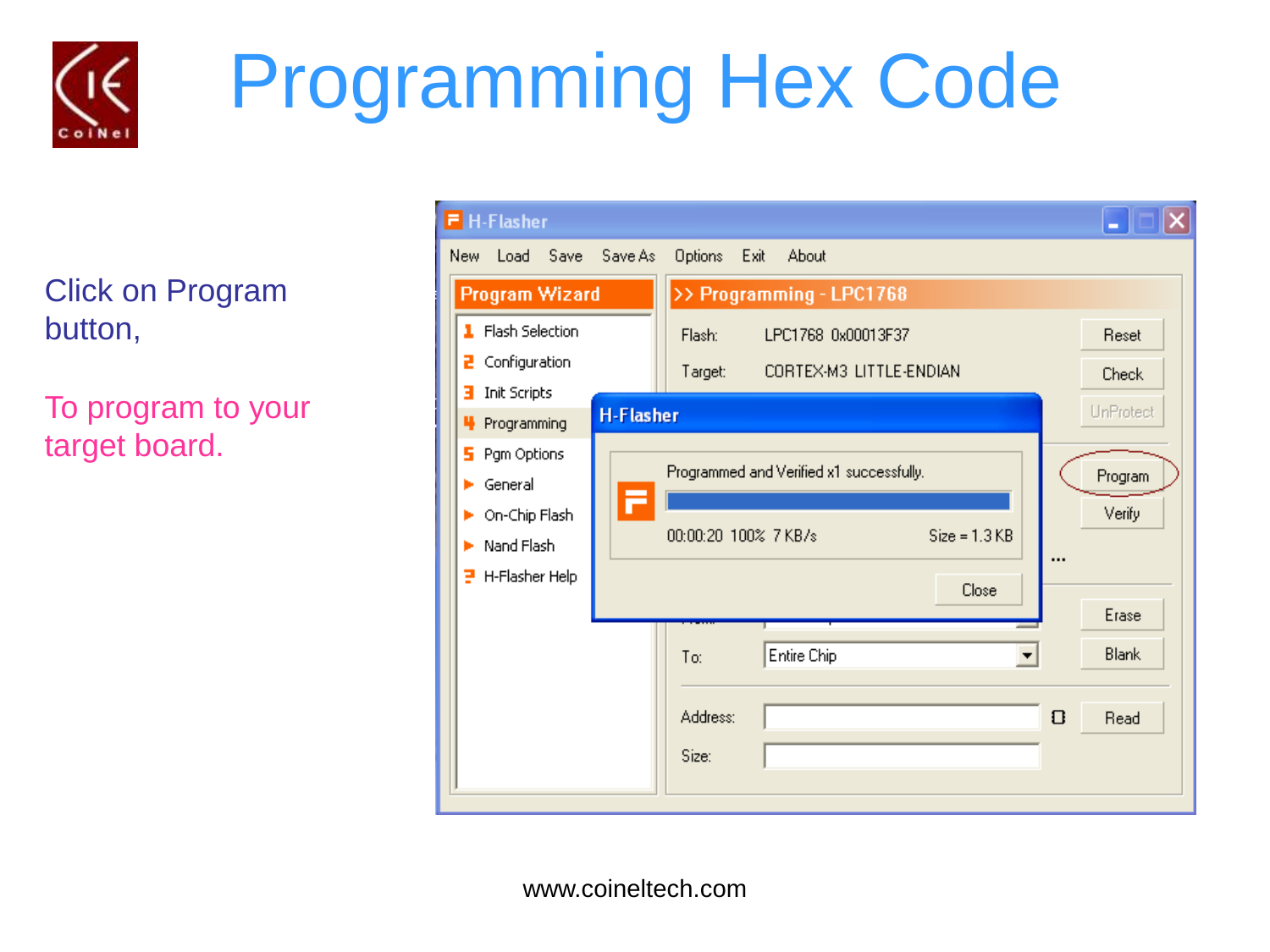# Programming Hex Code

Click on Program button,

To program to your target board.

www.coineltech.com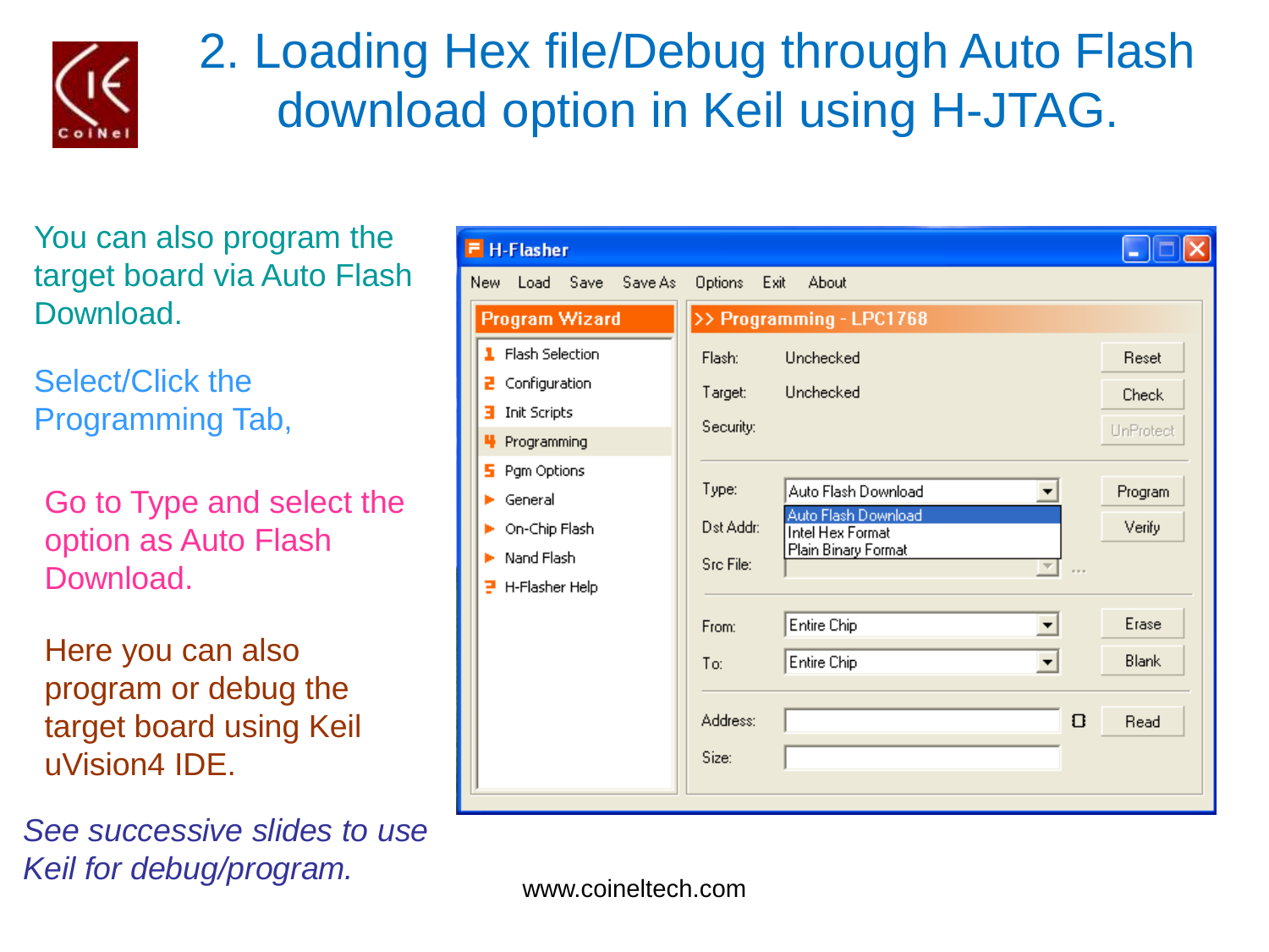# 2. Loading Hex file/Debug through Auto Flash download option in Keil using H-JTAG.

You can also program the target board via Auto Flash Download.

Select/Click the Programming Tab,

Go to Type and select the option as Auto Flash Download.

Here you can also program or debug the target board using Keil uVision4 IDE.

*See successive slides to use Keil for debug/program.*

H-Flasher

New Load Save Save As Options Exit About

Program Wizard

1. Flash Selection
2. Configuration
3. Init Scripts
4. Programming
5. Pgm Options
- General
- On-Chip Flash
- Nand Flash
- H-Flasher Help

>> Programming - LPC1768

Flash: Unchecked

Target: Unchecked

Security:

Reset

Check

UnProtect

Type: Auto Flash Download

- Auto Flash Download
- Intel Hex Format
- Plain Binary Format

Dst Addr:

Src File:

Program

Verify

From: Entire Chip

To: Entire Chip

Erase

Blank

Address:

Size:

Read

www.coineltech.com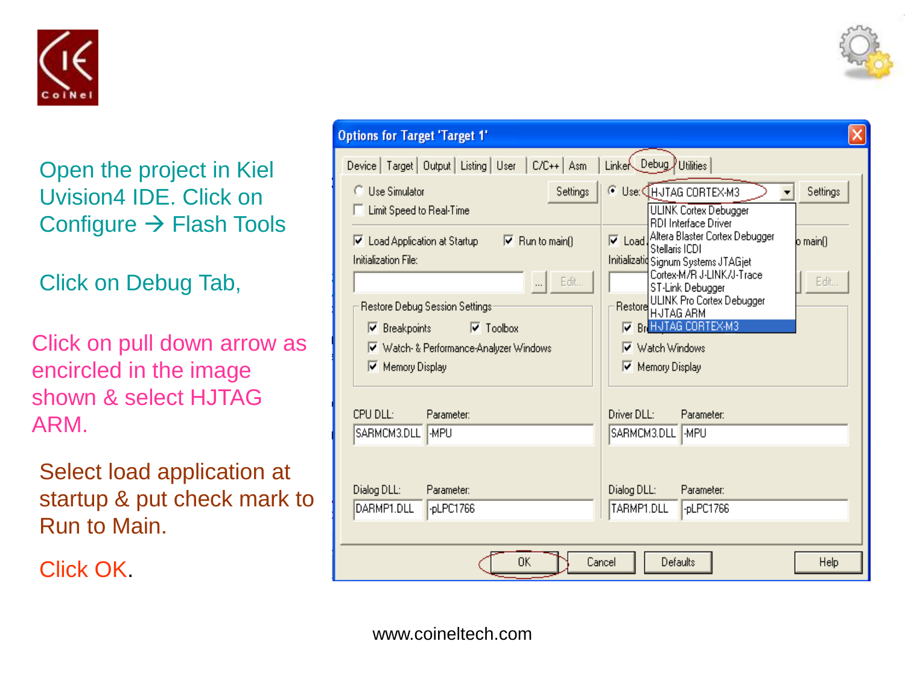Open the project in Kiel Uvision4 IDE. Click on Configure → Flash Tools

Click on Debug Tab,

Click on pull down arrow as encircled in the image shown & select HJTAG ARM.

Select load application at startup & put check mark to Run to Main.

Click OK.

www.coineltech.com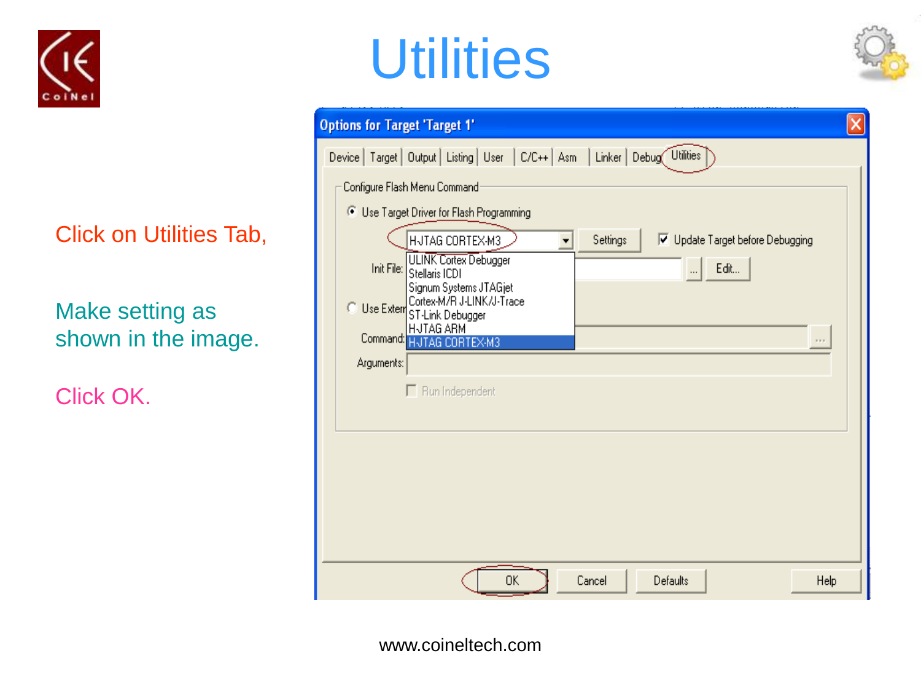# Utilities

Click on Utilities Tab,

Make setting as shown in the image.

Click OK.

Options for Target 'Target 1'

Device | Target | Output | Listing | User | C/C++ | Asm | Linker | Debug | Utilities

Configure Flash Menu Command

Use Target Driver for Flash Programming

H-JTAG CORTEX-M3 | Settings | Update Target before Debugging

- ULINK Cortex Debugger
- Stellaris ICDI
- Signum Systems JTAGjet
- Cortex-M/R J-LINK/J-Trace
- ST-Link Debugger
- H-JTAG ARM
- H-JTAG CORTEX-M3

Init File: | ... | Edit...

Use Extern

Command:

Arguments:

Run Independent

OK | Cancel | Defaults | Help

www.coineltech.com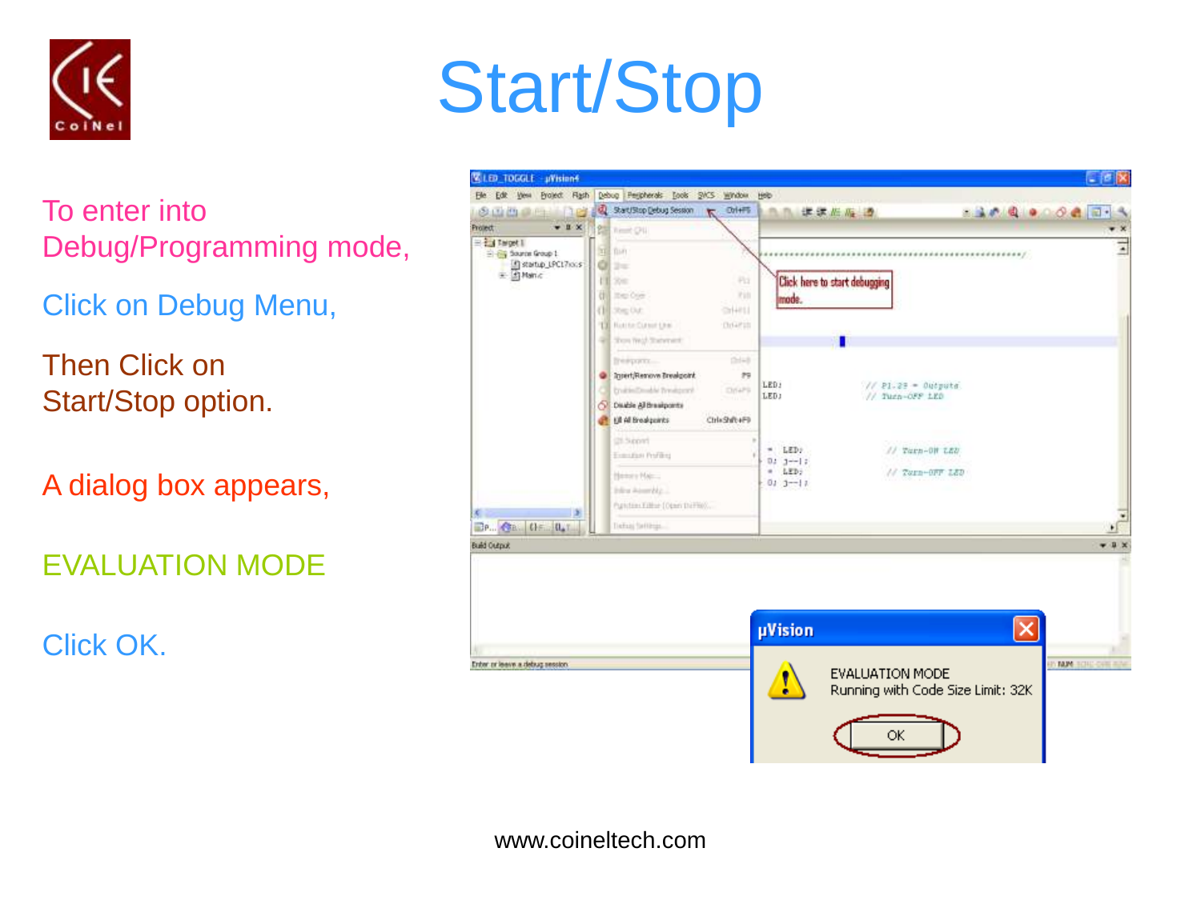# Start/Stop

To enter into Debug/Programming mode,

Click on Debug Menu,

Then Click on Start/Stop option.

A dialog box appears,

EVALUATION MODE

Click OK.

www.coineltech.com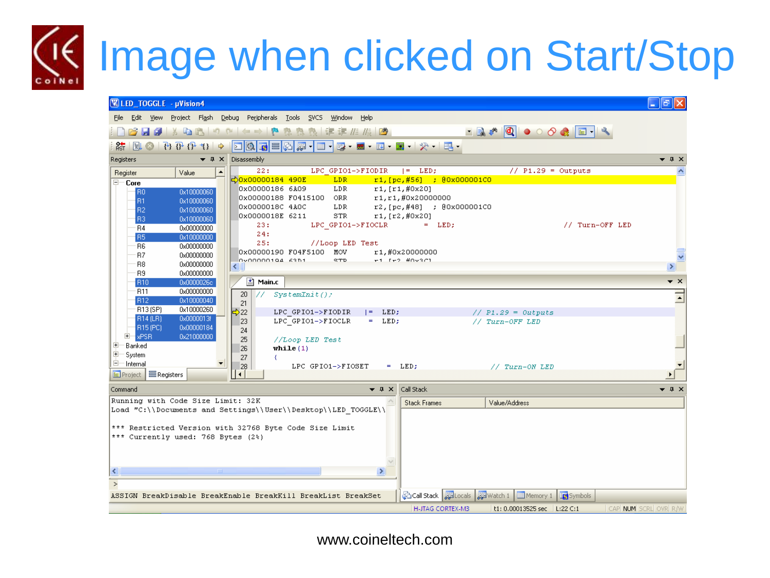# Image when clicked on Start/Stop

www.coineltech.com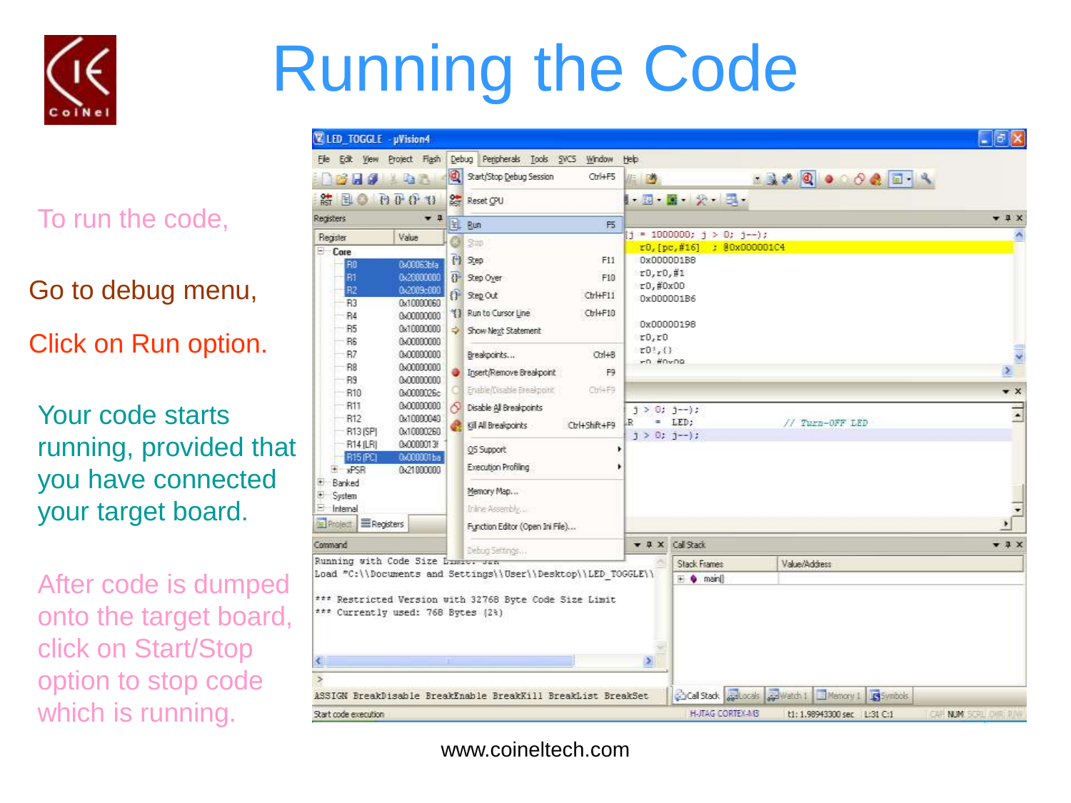# Running the Code

To run the code,

Go to debug menu,

Click on Run option.

Your code starts running, provided that you have connected your target board.

After code is dumped onto the target board, click on Start/Stop option to stop code which is running.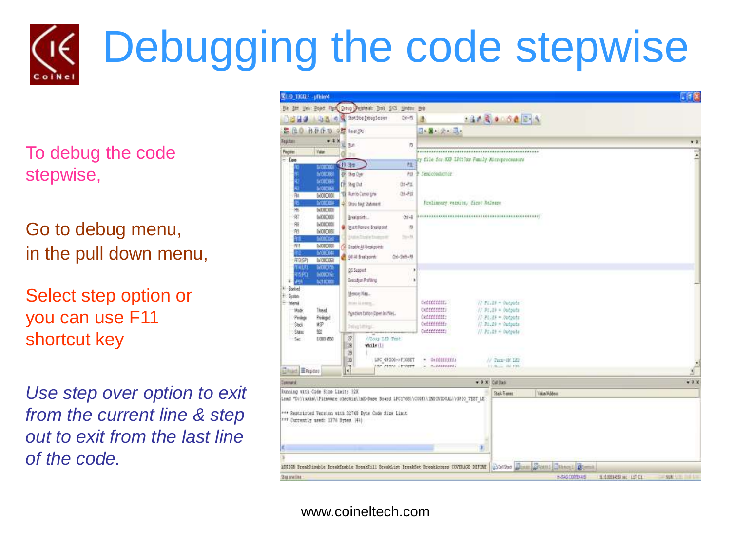# Debugging the code stepwise

To debug the code stepwise,

Go to debug menu,
in the pull down menu,

Select step option or you can use F11 shortcut key

*Use step over option to exit from the current line & step out to exit from the last line of the code.*

www.coineltech.com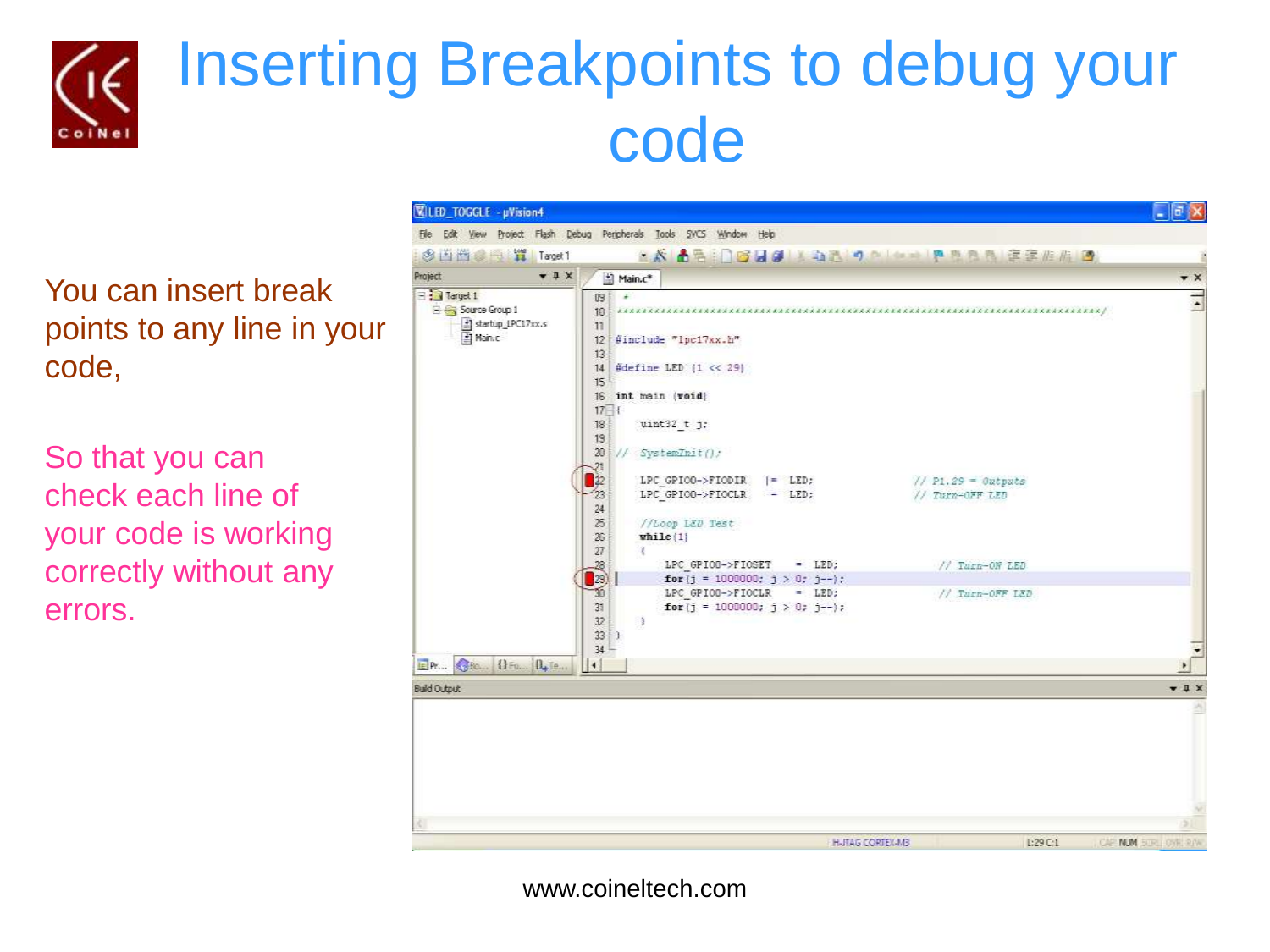# Inserting Breakpoints to debug your code

You can insert break points to any line in your code,

So that you can check each line of your code is working correctly without any errors.

```
09  *
10  ********************************************************************************/
11
12  #include "lpc17xx.h"
13
14  #define LED (1 << 29)
15
16  int main (void)
17  {
18      uint32_t j;
19
20  //  SystemInit();
21
22      LPC_GPIO0->FIODIR  |= LED;                    // P1.29 = Outputs
23      LPC_GPIO0->FIOCLR   = LED;                    // Turn-OFF LED
24
25      //Loop LED Test
26      while(1)
27      {
28          LPC_GPIO0->FIOSET   = LED;                // Turn-ON LED
29          for(j = 1000000; j > 0; j--);
30          LPC_GPIO0->FIOCLR   = LED;                // Turn-OFF LED
31          for(j = 1000000; j > 0; j--);
32      }
33  }
34
```

www.coineltech.com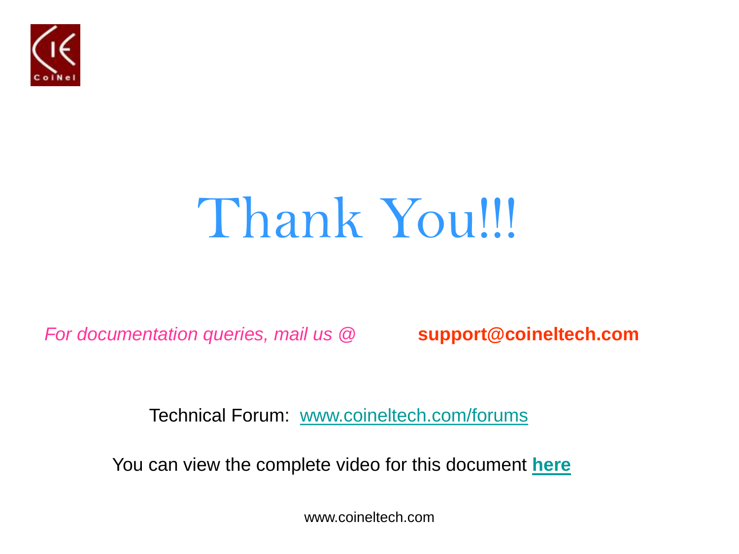# Thank You!!!

*For documentation queries, mail us @* **support@coineltech.com**

Technical Forum: www.coineltech.com/forums

You can view the complete video for this document **here**

www.coineltech.com